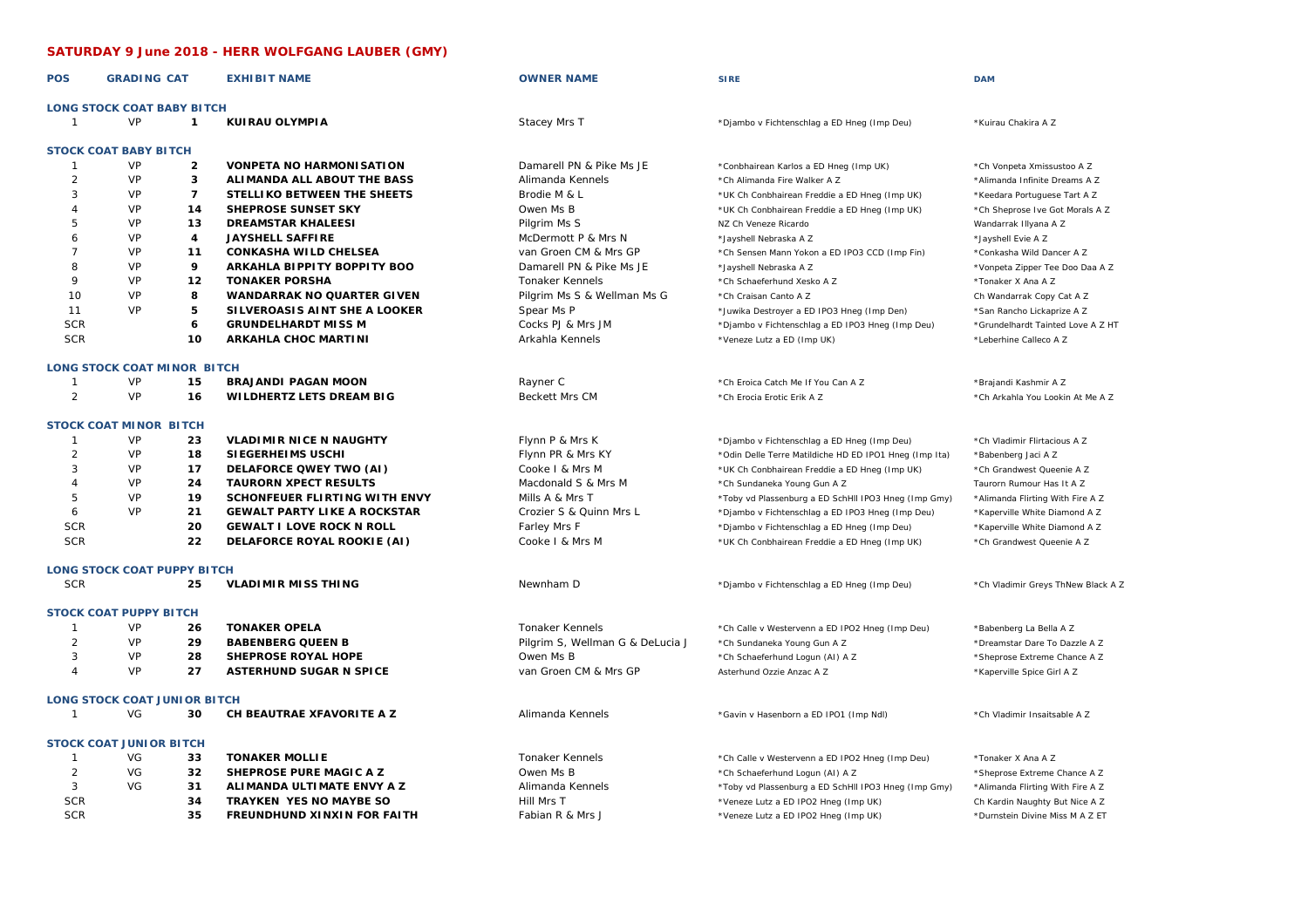## SATURDAY 9 June 2018 - HERR WOLFGANG LAUBER (GMY)

| POS | GRADING | CAT | EXHIBIT NAME | OWNER NAME | SIRE | DAM |
|---|---|---|---|---|---|---|
| **LONG STOCK COAT BABY BITCH** | | | | | | |
| 1 | VP | 1 | KUIRAU OLYMPIA | Stacey Mrs T | *Djambo v Fichtenschlag a ED Hneg (Imp Deu) | *Kuirau Chakira A Z |
| **STOCK COAT BABY BITCH** | | | | | | |
| 1 | VP | 2 | VONPETA NO HARMONISATION | Damarell PN & Pike Ms JE | *Conbhairean Karlos a ED Hneg (Imp UK) | *Ch Vonpeta Xmissustoo A Z |
| 2 | VP | 3 | ALIMANDA ALL ABOUT THE BASS | Alimanda Kennels | *Ch Alimanda Fire Walker A Z | *Alimanda Infinite Dreams A Z |
| 3 | VP | 7 | STELLIKO BETWEEN THE SHEETS | Brodie M & L | *UK Ch Conbhairean Freddie a ED Hneg (Imp UK) | *Keedara Portuguese Tart A Z |
| 4 | VP | 14 | SHEPROSE SUNSET SKY | Owen Ms B | *UK Ch Conbhairean Freddie a ED Hneg (Imp UK) | *Ch Sheprose Ive Got Morals A Z |
| 5 | VP | 13 | DREAMSTAR KHALEESI | Pilgrim Ms S | NZ Ch Veneze Ricardo | Wandarrak Illyana A Z |
| 6 | VP | 4 | JAYSHELL SAFFIRE | McDermott P & Mrs N | *Jayshell Nebraska A Z | *Jayshell Evie A Z |
| 7 | VP | 11 | CONKASHA WILD CHELSEA | van Groen CM & Mrs GP | *Ch Sensen Mann Yokon a ED IPO3 CCD (Imp Fin) | *Conkasha Wild Dancer A Z |
| 8 | VP | 9 | ARKAHLA BIPPITY BOPPITY BOO | Damarell PN & Pike Ms JE | *Jayshell Nebraska A Z | *Vonpeta Zipper Tee Doo Daa A Z |
| 9 | VP | 12 | TONAKER PORSHA | Tonaker Kennels | *Ch Schaeferhund Xesko A Z | *Tonaker X Ana A Z |
| 10 | VP | 8 | WANDARRAK NO QUARTER GIVEN | Pilgrim Ms S & Wellman Ms G | *Ch Craisan Canto A Z | Ch Wandarrak Copy Cat A Z |
| 11 | VP | 5 | SILVEROASIS AINT SHE A LOOKER | Spear Ms P | *Juwika Destroyer a ED IPO3 Hneg (Imp Den) | *San Rancho Lickaprize A Z |
| SCR | | 6 | GRUNDELHARDT MISS M | Cocks PJ & Mrs JM | *Djambo v Fichtenschlag a ED IPO3 Hneg (Imp Deu) | *Grundelhardt Tainted Love A Z HT |
| SCR | | 10 | ARKAHLA CHOC MARTINI | Arkahla Kennels | *Veneze Lutz a ED (Imp UK) | *Leberhine Calleco A Z |
| **LONG STOCK COAT MINOR BITCH** | | | | | | |
| 1 | VP | 15 | BRAJANDI PAGAN MOON | Rayner C | *Ch Eroica Catch Me If You Can A Z | *Brajandi Kashmir A Z |
| 2 | VP | 16 | WILDHERTZ LETS DREAM BIG | Beckett Mrs CM | *Ch Erocia Erotic Erik A Z | *Ch Arkahla You Lookin At Me A Z |
| **STOCK COAT MINOR BITCH** | | | | | | |
| 1 | VP | 23 | VLADIMIR NICE N NAUGHTY | Flynn P & Mrs K | *Djambo v Fichtenschlag a ED Hneg (Imp Deu) | *Ch Vladimir Flirtacious A Z |
| 2 | VP | 18 | SIEGERHEIMS USCHI | Flynn PR & Mrs KY | *Odin Delle Terre Matildiche HD ED IPO1 Hneg (Imp Ita) | *Babenberg Jaci A Z |
| 3 | VP | 17 | DELAFORCE QWEY TWO (AI) | Cooke I & Mrs M | *UK Ch Conbhairean Freddie a ED Hneg (Imp UK) | *Ch Grandwest Queenie A Z |
| 4 | VP | 24 | TAURORN XPECT RESULTS | Macdonald S & Mrs M | *Ch Sundaneka Young Gun A Z | Taurorn Rumour Has It A Z |
| 5 | VP | 19 | SCHONFEUER FLIRTING WITH ENVY | Mills A & Mrs T | *Toby vd Plassenburg a ED SchHII IPO3 Hneg (Imp Gmy) | *Alimanda Flirting With Fire A Z |
| 6 | VP | 21 | GEWALT PARTY LIKE A ROCKSTAR | Crozier S & Quinn Mrs L | *Djambo v Fichtenschlag a ED IPO3 Hneg (Imp Deu) | *Kaperville White Diamond A Z |
| SCR | | 20 | GEWALT I LOVE ROCK N ROLL | Farley Mrs F | *Djambo v Fichtenschlag a ED Hneg (Imp Deu) | *Kaperville White Diamond A Z |
| SCR | | 22 | DELAFORCE ROYAL ROOKIE (AI) | Cooke I & Mrs M | *UK Ch Conbhairean Freddie a ED Hneg (Imp UK) | *Ch Grandwest Queenie A Z |
| **LONG STOCK COAT PUPPY BITCH** | | | | | | |
| SCR | | 25 | VLADIMIR MISS THING | Newnham D | *Djambo v Fichtenschlag a ED Hneg (Imp Deu) | *Ch Vladimir Greys ThNew Black A Z |
| **STOCK COAT PUPPY BITCH** | | | | | | |
| 1 | VP | 26 | TONAKER OPELA | Tonaker Kennels | *Ch Calle v Westervenn a ED IPO2 Hneg (Imp Deu) | *Babenberg La Bella A Z |
| 2 | VP | 29 | BABENBERG QUEEN B | Pilgrim S, Wellman G & DeLucia J | *Ch Sundaneka Young Gun A Z | *Dreamstar Dare To Dazzle A Z |
| 3 | VP | 28 | SHEPROSE ROYAL HOPE | Owen Ms B | *Ch Schaeferhund Logun (AI) A Z | *Sheprose Extreme Chance A Z |
| 4 | VP | 27 | ASTERHUND SUGAR N SPICE | van Groen CM & Mrs GP | Asterhund Ozzie Anzac A Z | *Kaperville Spice Girl A Z |
| **LONG STOCK COAT JUNIOR BITCH** | | | | | | |
| 1 | VG | 30 | CH BEAUTRAE XFAVORITE A Z | Alimanda Kennels | *Gavin v Hasenborn a ED IPO1 (Imp Ndl) | *Ch Vladimir Insaitsable A Z |
| **STOCK COAT JUNIOR BITCH** | | | | | | |
| 1 | VG | 33 | TONAKER MOLLIE | Tonaker Kennels | *Ch Calle v Westervenn a ED IPO2 Hneg (Imp Deu) | *Tonaker X Ana A Z |
| 2 | VG | 32 | SHEPROSE PURE MAGIC A Z | Owen Ms B | *Ch Schaeferhund Logun (AI) A Z | *Sheprose Extreme Chance A Z |
| 3 | VG | 31 | ALIMANDA ULTIMATE ENVY A Z | Alimanda Kennels | *Toby vd Plassenburg a ED SchHII IPO3 Hneg (Imp Gmy) | *Alimanda Flirting With Fire A Z |
| SCR | | 34 | TRAYKEN YES NO MAYBE SO | Hill Mrs T | *Veneze Lutz a ED IPO2 Hneg (Imp UK) | Ch Kardin Naughty But Nice A Z |
| SCR | | 35 | FREUNDHUND XINXIN FOR FAITH | Fabian R & Mrs J | *Veneze Lutz a ED IPO2 Hneg (Imp UK) | *Durnstein Divine Miss M A Z ET |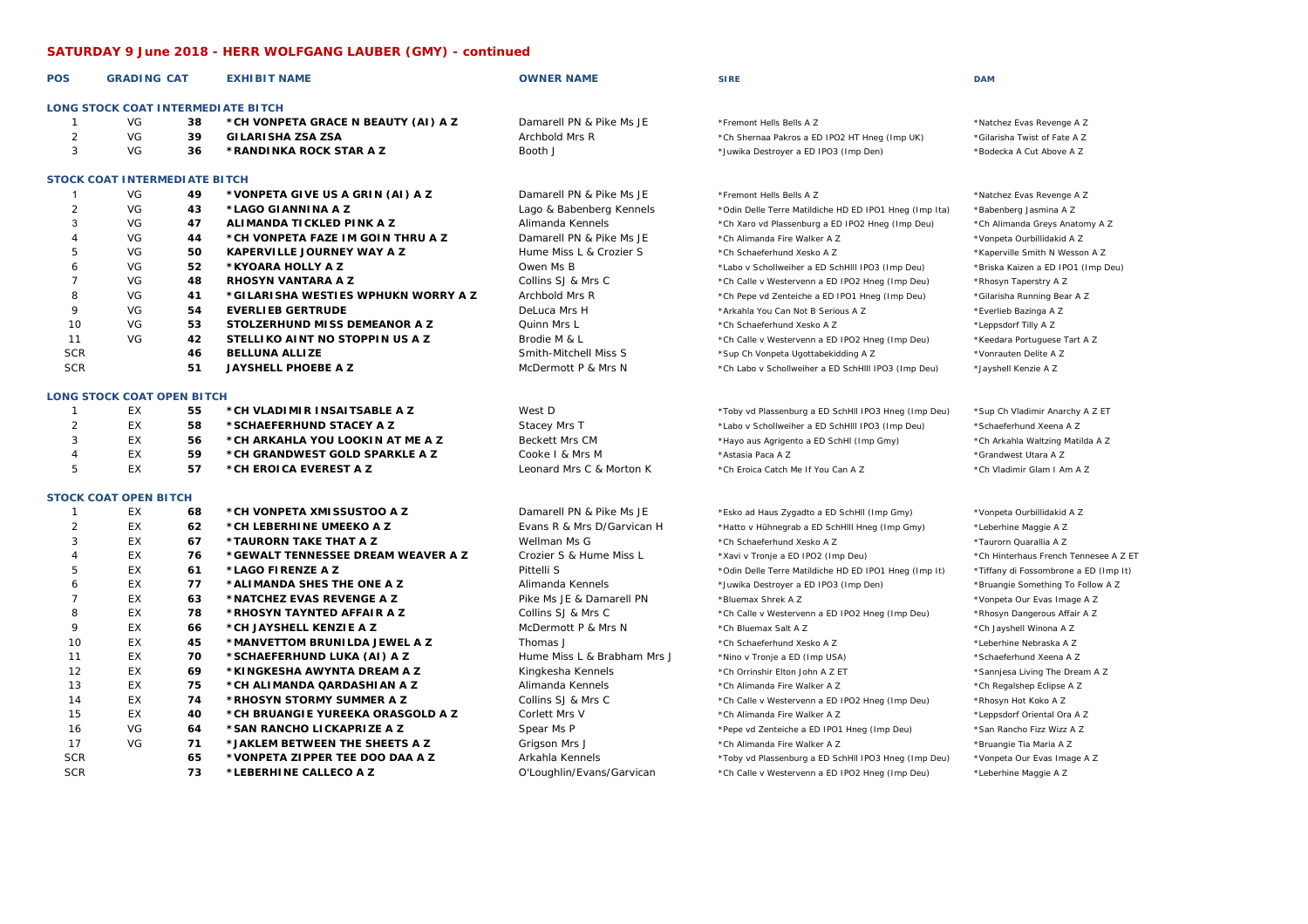## SATURDAY 9 June 2018 - HERR WOLFGANG LAUBER (GMY) - continued

| POS | GRADING | CAT | EXHIBIT NAME | OWNER NAME | SIRE | DAM |
|---|---|---|---|---|---|---|
| **LONG STOCK COAT INTERMEDIATE BITCH** | | | | | | |
| 1 | VG | 38 | *CH VONPETA GRACE N BEAUTY (AI) A Z | Damarell PN & Pike Ms JE | *Fremont Hells Bells A Z | *Natchez Evas Revenge A Z |
| 2 | VG | 39 | GILARISHA ZSA ZSA | Archbold Mrs R | *Ch Shernaa Pakros a ED IPO2 HT Hneg (Imp UK) | *Gilarisha Twist of Fate A Z |
| 3 | VG | 36 | *RANDINKA ROCK STAR A Z | Booth J | *Juwika Destroyer a ED IPO3 (Imp Den) | *Bodecka A Cut Above A Z |
| **STOCK COAT INTERMEDIATE BITCH** | | | | | | |
| 1 | VG | 49 | *VONPETA GIVE US A GRIN (AI) A Z | Damarell PN & Pike Ms JE | *Fremont Hells Bells A Z | *Natchez Evas Revenge A Z |
| 2 | VG | 43 | *LAGO GIANNINA A Z | Lago & Babenberg Kennels | *Odin Delle Terre Matildiche HD ED IPO1 Hneg (Imp Ita) | *Babenberg Jasmina A Z |
| 3 | VG | 47 | ALIMANDA TICKLED PINK A Z | Alimanda Kennels | *Ch Xaro vd Plassenburg a ED IPO2 Hneg (Imp Deu) | *Ch Alimanda Greys Anatomy A Z |
| 4 | VG | 44 | *CH VONPETA FAZE IM GOIN THRU A Z | Damarell PN & Pike Ms JE | *Ch Alimanda Fire Walker A Z | *Vonpeta Ourbillidakid A Z |
| 5 | VG | 50 | KAPERVILLE JOURNEY WAY A Z | Hume Miss L & Crozier S | *Ch Schaeferhund Xesko A Z | *Kaperville Smith N Wesson A Z |
| 6 | VG | 52 | *KYOARA HOLLY A Z | Owen Ms B | *Labo v Schollweiher a ED SchHIII IPO3 (Imp Deu) | *Briska Kaizen a ED IPO1 (Imp Deu) |
| 7 | VG | 48 | RHOSYN VANTARA A Z | Collins SJ & Mrs C | *Ch Calle v Westervenn a ED IPO2 Hneg (Imp Deu) | *Rhosyn Taperstry A Z |
| 8 | VG | 41 | *GILARISHA WESTIES WPHUKN WORRY A Z | Archbold Mrs R | *Ch Pepe vd Zenteiche a ED IPO1 Hneg (Imp Deu) | *Gilarisha Running Bear A Z |
| 9 | VG | 54 | EVERLIEB GERTRUDE | DeLuca Mrs H | *Arkahla You Can Not B Serious A Z | *Everlieb Bazinga A Z |
| 10 | VG | 53 | STOLZERHUND MISS DEMEANOR A Z | Quinn Mrs L | *Ch Schaeferhund Xesko A Z | *Leppsdorf Tilly A Z |
| 11 | VG | 42 | STELLIKO AINT NO STOPPIN US A Z | Brodie M & L | *Ch Calle v Westervenn a ED IPO2 Hneg (Imp Deu) | *Keedara Portuguese Tart A Z |
| SCR | | 46 | BELLUNA ALLIZE | Smith-Mitchell Miss S | *Sup Ch Vonpeta Ugottabekidding A Z | *Vonrauten Delite A Z |
| SCR | | 51 | JAYSHELL PHOEBE A Z | McDermott P & Mrs N | *Ch Labo v Schollweiher a ED SchHIII IPO3 (Imp Deu) | *Jayshell Kenzie A Z |
| **LONG STOCK COAT OPEN BITCH** | | | | | | |
| 1 | EX | 55 | *CH VLADIMIR INSAITSABLE A Z | West D | *Toby vd Plassenburg a ED SchHII IPO3 Hneg (Imp Deu) | *Sup Ch Vladimir Anarchy A Z ET |
| 2 | EX | 58 | *SCHAEFERHUND STACEY A Z | Stacey Mrs T | *Labo v Schollweiher a ED SchHIII IPO3 (Imp Deu) | *Schaeferhund Xeena A Z |
| 3 | EX | 56 | *CH ARKAHLA YOU LOOKIN AT ME A Z | Beckett Mrs CM | *Hayo aus Agrigento a ED SchHI (Imp Gmy) | *Ch Arkahla Waltzing Matilda A Z |
| 4 | EX | 59 | *CH GRANDWEST GOLD SPARKLE A Z | Cooke I & Mrs M | *Astasia Paca A Z | *Grandwest Utara A Z |
| 5 | EX | 57 | *CH EROICA EVEREST A Z | Leonard Mrs C & Morton K | *Ch Eroica Catch Me If You Can A Z | *Ch Vladimir Glam I Am A Z |
| **STOCK COAT OPEN BITCH** | | | | | | |
| 1 | EX | 68 | *CH VONPETA XMISSUSTOO A Z | Damarell PN & Pike Ms JE | *Esko ad Haus Zygadto a ED SchHII (Imp Gmy) | *Vonpeta Ourbillidakid A Z |
| 2 | EX | 62 | *CH LEBERHINE UMEEKO A Z | Evans R & Mrs D/Garvican H | *Hatto v Hühnegrab a ED SchHIII Hneg (Imp Gmy) | *Leberhine Maggie A Z |
| 3 | EX | 67 | *TAURORN TAKE THAT A Z | Wellman Ms G | *Ch Schaeferhund Xesko A Z | *Taurorn Quarallia A Z |
| 4 | EX | 76 | *GEWALT TENNESSEE DREAM WEAVER A Z | Crozier S & Hume Miss L | *Xavi v Tronje a ED IPO2 (Imp Deu) | *Ch Hinterhaus French Tennesee A Z ET |
| 5 | EX | 61 | *LAGO FIRENZE A Z | Pittelli S | *Odin Delle Terre Matildiche HD ED IPO1 Hneg (Imp It) | *Tiffany di Fossombrone a ED (Imp It) |
| 6 | EX | 77 | *ALIMANDA SHES THE ONE A Z | Alimanda Kennels | *Juwika Destroyer a ED IPO3 (Imp Den) | *Bruangie Something To Follow A Z |
| 7 | EX | 63 | *NATCHEZ EVAS REVENGE A Z | Pike Ms JE & Damarell PN | *Bluemax Shrek A Z | *Vonpeta Our Evas Image A Z |
| 8 | EX | 78 | *RHOSYN TAYNTED AFFAIR A Z | Collins SJ & Mrs C | *Ch Calle v Westervenn a ED IPO2 Hneg (Imp Deu) | *Rhosyn Dangerous Affair A Z |
| 9 | EX | 66 | *CH JAYSHELL KENZIE A Z | McDermott P & Mrs N | *Ch Bluemax Salt A Z | *Ch Jayshell Winona A Z |
| 10 | EX | 45 | *MANVETTOM BRUNILDA JEWEL A Z | Thomas J | *Ch Schaeferhund Xesko A Z | *Leberhine Nebraska A Z |
| 11 | EX | 70 | *SCHAEFERHUND LUKA (AI) A Z | Hume Miss L & Brabham Mrs J | *Nino v Tronje a ED (Imp USA) | *Schaeferhund Xeena A Z |
| 12 | EX | 69 | *KINGKESHA AWYNTA DREAM A Z | Kingkesha Kennels | *Ch Orrinshir Elton John A Z ET | *Sannjesa Living The Dream A Z |
| 13 | EX | 75 | *CH ALIMANDA QARDASHIAN A Z | Alimanda Kennels | *Ch Alimanda Fire Walker A Z | *Ch Regalshep Eclipse A Z |
| 14 | EX | 74 | *RHOSYN STORMY SUMMER A Z | Collins SJ & Mrs C | *Ch Calle v Westervenn a ED IPO2 Hneg (Imp Deu) | *Rhosyn Hot Koko A Z |
| 15 | EX | 40 | *CH BRUANGIE YUREEKA ORASGOLD A Z | Corlett Mrs V | *Ch Alimanda Fire Walker A Z | *Leppsdorf Oriental Ora A Z |
| 16 | VG | 64 | *SAN RANCHO LICKAPRIZE A Z | Spear Ms P | *Pepe vd Zenteiche a ED IPO1 Hneg (Imp Deu) | *San Rancho Fizz Wizz A Z |
| 17 | VG | 71 | *JAKLEM BETWEEN THE SHEETS A Z | Grigson Mrs J | *Ch Alimanda Fire Walker A Z | *Bruangie Tia Maria A Z |
| SCR | | 65 | *VONPETA ZIPPER TEE DOO DAA A Z | Arkahla Kennels | *Toby vd Plassenburg a ED SchHII IPO3 Hneg (Imp Deu) | *Vonpeta Our Evas Image A Z |
| SCR | | 73 | *LEBERHINE CALLECO A Z | O'Loughlin/Evans/Garvican | *Ch Calle v Westervenn a ED IPO2 Hneg (Imp Deu) | *Leberhine Maggie A Z |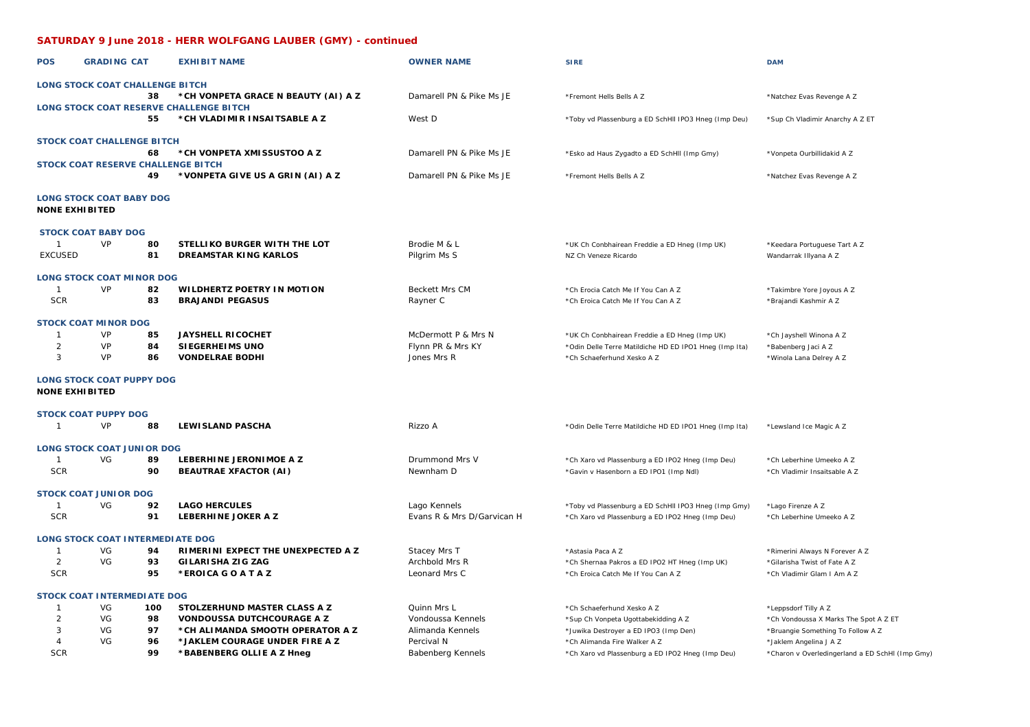## SATURDAY 9 June 2018 - HERR WOLFGANG LAUBER (GMY) - continued

| POS | GRADING | CAT | EXHIBIT NAME | OWNER NAME | SIRE | DAM |
|---|---|---|---|---|---|---|
| **LONG STOCK COAT CHALLENGE BITCH** | | | | | | |
| | | 38 | *CH VONPETA GRACE N BEAUTY (AI) A Z | Damarell PN & Pike Ms JE | *Fremont Hells Bells A Z | *Natchez Evas Revenge A Z |
| **LONG STOCK COAT RESERVE CHALLENGE BITCH** | | | | | | |
| | | 55 | *CH VLADIMIR INSAITSABLE A Z | West D | *Toby vd Plassenburg a ED SchHII IPO3 Hneg (Imp Deu) | *Sup Ch Vladimir Anarchy A Z ET |
| **STOCK COAT CHALLENGE BITCH** | | | | | | |
| | | 68 | *CH VONPETA XMISSUSTOO A Z | Damarell PN & Pike Ms JE | *Esko ad Haus Zygadto a ED SchHII (Imp Gmy) | *Vonpeta Ourbillidakid A Z |
| **STOCK COAT RESERVE CHALLENGE BITCH** | | | | | | |
| | | 49 | *VONPETA GIVE US A GRIN (AI) A Z | Damarell PN & Pike Ms JE | *Fremont Hells Bells A Z | *Natchez Evas Revenge A Z |
| **LONG STOCK COAT BABY DOG** | | | | | | |
| **NONE EXHIBITED** | | | | | | |
| **STOCK COAT BABY DOG** | | | | | | |
| 1 | VP | 80 | STELLIKO BURGER WITH THE LOT | Brodie M & L | *UK Ch Conbhairean Freddie a ED Hneg (Imp UK) | *Keedara Portuguese Tart A Z |
| EXCUSED | | 81 | DREAMSTAR KING KARLOS | Pilgrim Ms S | NZ Ch Veneze Ricardo | Wandarrak Illyana A Z |
| **LONG STOCK COAT MINOR DOG** | | | | | | |
| 1 | VP | 82 | WILDHERTZ POETRY IN MOTION | Beckett Mrs CM | *Ch Erocia Catch Me If You Can A Z | *Takimbre Yore Joyous A Z |
| SCR | | 83 | BRAJANDI PEGASUS | Rayner C | *Ch Eroica Catch Me If You Can A Z | *Brajandi Kashmir A Z |
| **STOCK COAT MINOR DOG** | | | | | | |
| 1 | VP | 85 | JAYSHELL RICOCHET | McDermott P & Mrs N | *UK Ch Conbhairean Freddie a ED Hneg (Imp UK) | *Ch Jayshell Winona A Z |
| 2 | VP | 84 | SIEGERHEIMS UNO | Flynn PR & Mrs KY | *Odin Delle Terre Matildiche HD ED IPO1 Hneg (Imp Ita) | *Babenberg Jaci A Z |
| 3 | VP | 86 | VONDELRAE BODHI | Jones Mrs R | *Ch Schaeferhund Xesko A Z | *Winola Lana Delrey A Z |
| **LONG STOCK COAT PUPPY DOG** | | | | | | |
| **NONE EXHIBITED** | | | | | | |
| **STOCK COAT PUPPY DOG** | | | | | | |
| 1 | VP | 88 | LEWISLAND PASCHA | Rizzo A | *Odin Delle Terre Matildiche HD ED IPO1 Hneg (Imp Ita) | *Lewsland Ice Magic A Z |
| **LONG STOCK COAT JUNIOR DOG** | | | | | | |
| 1 | VG | 89 | LEBERHINE JERONIMOE A Z | Drummond Mrs V | *Ch Xaro vd Plassenburg a ED IPO2 Hneg (Imp Deu) | *Ch Leberhine Umeeko A Z |
| SCR | | 90 | BEAUTRAE XFACTOR (AI) | Newnham D | *Gavin v Hasenborn a ED IPO1 (Imp Ndl) | *Ch Vladimir Insaitsable A Z |
| **STOCK COAT JUNIOR DOG** | | | | | | |
| 1 | VG | 92 | LAGO HERCULES | Lago Kennels | *Toby vd Plassenburg a ED SchHII IPO3 Hneg (Imp Gmy) | *Lago Firenze A Z |
| SCR | | 91 | LEBERHINE JOKER A Z | Evans R & Mrs D/Garvican H | *Ch Xaro vd Plassenburg a ED IPO2 Hneg (Imp Deu) | *Ch Leberhine Umeeko A Z |
| **LONG STOCK COAT INTERMEDIATE DOG** | | | | | | |
| 1 | VG | 94 | RIMERINI EXPECT THE UNEXPECTED A Z | Stacey Mrs T | *Astasia Paca A Z | *Rimerini Always N Forever A Z |
| 2 | VG | 93 | GILARISHA ZIG ZAG | Archbold Mrs R | *Ch Shernaa Pakros a ED IPO2 HT Hneg (Imp UK) | *Gilarisha Twist of Fate A Z |
| SCR | | 95 | *EROICA G O A T A Z | Leonard Mrs C | *Ch Eroica Catch Me If You Can A Z | *Ch Vladimir Glam I Am A Z |
| **STOCK COAT INTERMEDIATE DOG** | | | | | | |
| 1 | VG | 100 | STOLZERHUND MASTER CLASS A Z | Quinn Mrs L | *Ch Schaeferhund Xesko A Z | *Leppsdorf Tilly A Z |
| 2 | VG | 98 | VONDOUSSA DUTCHCOURAGE A Z | Vondoussa Kennels | *Sup Ch Vonpeta Ugottabekidding A Z | *Ch Vondoussa X Marks The Spot A Z ET |
| 3 | VG | 97 | *CH ALIMANDA SMOOTH OPERATOR A Z | Alimanda Kennels | *Juwika Destroyer a ED IPO3 (Imp Den) | *Bruangie Something To Follow A Z |
| 4 | VG | 96 | *JAKLEM COURAGE UNDER FIRE A Z | Percival N | *Ch Alimanda Fire Walker A Z | *Jaklem Angelina J A Z |
| SCR | | 99 | *BABENBERG OLLIE A Z Hneg | Babenberg Kennels | *Ch Xaro vd Plassenburg a ED IPO2 Hneg (Imp Deu) | *Charon v Overledingerland a ED SchHI (Imp Gmy) |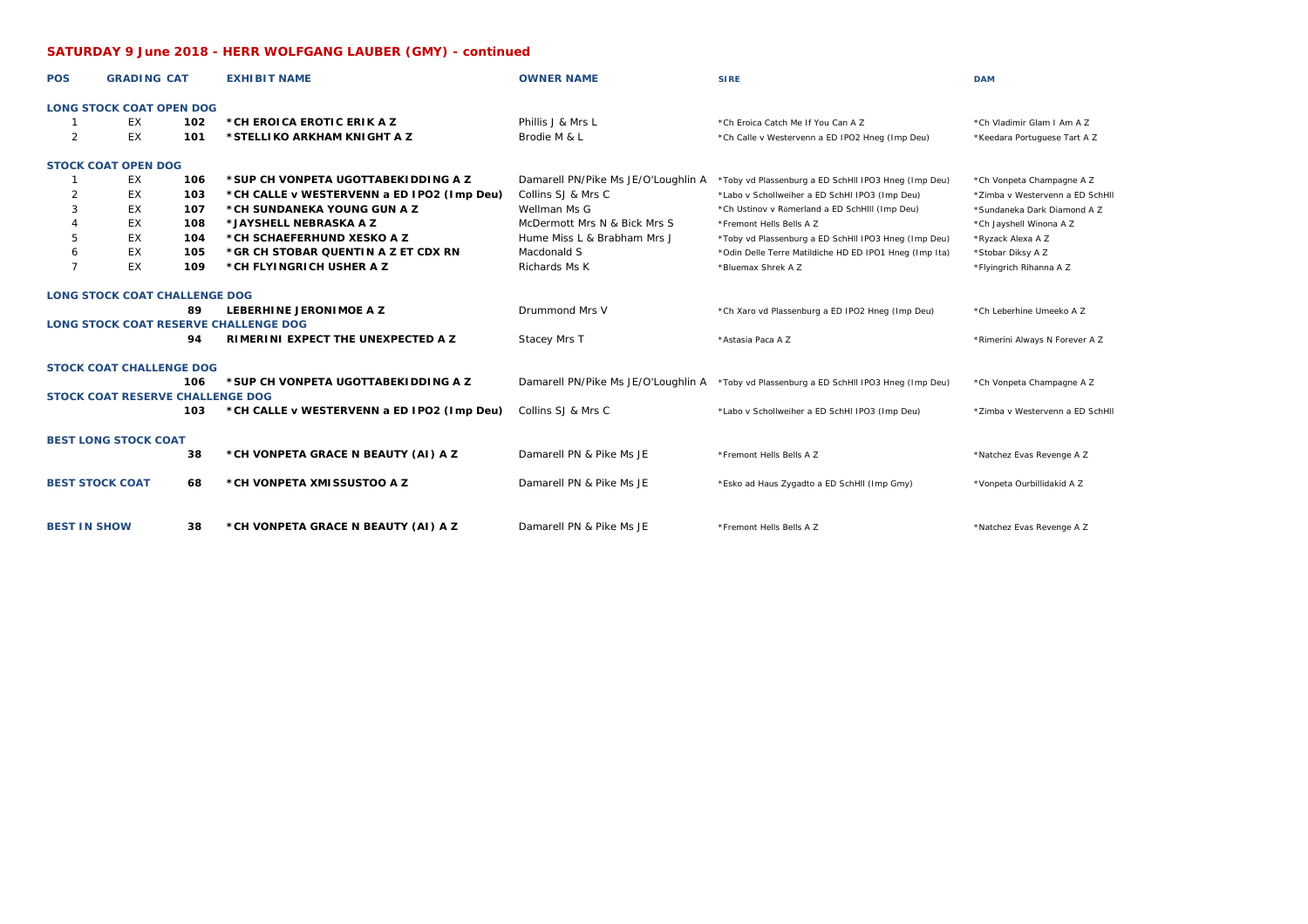## SATURDAY 9 June 2018 - HERR WOLFGANG LAUBER (GMY) - continued

| POS | GRADING | CAT | EXHIBIT NAME | OWNER NAME | SIRE | DAM |
|---|---|---|---|---|---|---|
| **LONG STOCK COAT OPEN DOG** | | | | | | |
| 1 | EX | 102 | *CH EROICA EROTIC ERIK A Z | Phillis J & Mrs L | *Ch Eroica Catch Me If You Can A Z | *Ch Vladimir Glam I Am A Z |
| 2 | EX | 101 | *STELLIKO ARKHAM KNIGHT A Z | Brodie M & L | *Ch Calle v Westervenn a ED IPO2 Hneg (Imp Deu) | *Keedara Portuguese Tart A Z |
| **STOCK COAT OPEN DOG** | | | | | | |
| 1 | EX | 106 | *SUP CH VONPETA UGOTTABEKIDDING A Z | Damarell PN/Pike Ms JE/O'Loughlin A | *Toby vd Plassenburg a ED SchHII IPO3 Hneg (Imp Deu) | *Ch Vonpeta Champagne A Z |
| 2 | EX | 103 | *CH CALLE v WESTERVENN a ED IPO2 (Imp Deu) | Collins SJ & Mrs C | *Labo v Schollweiher a ED SchHI IPO3 (Imp Deu) | *Zimba v Westervenn a ED SchHII |
| 3 | EX | 107 | *CH SUNDANEKA YOUNG GUN A Z | Wellman Ms G | *Ch Ustinov v Römerland a ED SchHIII (Imp Deu) | *Sundaneka Dark Diamond A Z |
| 4 | EX | 108 | *JAYSHELL NEBRASKA A Z | McDermott Mrs N & Bick Mrs S | *Fremont Hells Bells A Z | *Ch Jayshell Winona A Z |
| 5 | EX | 104 | *CH SCHAEFERHUND XESKO A Z | Hume Miss L & Brabham Mrs J | *Toby vd Plassenburg a ED SchHII IPO3 Hneg (Imp Deu) | *Ryzack Alexa A Z |
| 6 | EX | 105 | *GR CH STOBAR QUENTIN A Z ET CDX RN | Macdonald S | *Odin Delle Terre Matildiche HD ED IPO1 Hneg (Imp Ita) | *Stobar Diksy A Z |
| 7 | EX | 109 | *CH FLYINGRICH USHER A Z | Richards Ms K | *Bluemax Shrek A Z | *Flyingrich Rihanna A Z |
| **LONG STOCK COAT CHALLENGE DOG** | | | | | | |
| | | 89 | LEBERHINE JERONIMOE A Z | Drummond Mrs V | *Ch Xaro vd Plassenburg a ED IPO2 Hneg (Imp Deu) | *Ch Leberhine Umeeko A Z |
| **LONG STOCK COAT RESERVE CHALLENGE DOG** | | | | | | |
| | | 94 | RIMERINI EXPECT THE UNEXPECTED A Z | Stacey Mrs T | *Astasia Paca A Z | *Rimerini Always N Forever A Z |
| **STOCK COAT CHALLENGE DOG** | | | | | | |
| | | 106 | *SUP CH VONPETA UGOTTABEKIDDING A Z | Damarell PN/Pike Ms JE/O'Loughlin A | *Toby vd Plassenburg a ED SchHII IPO3 Hneg (Imp Deu) | *Ch Vonpeta Champagne A Z |
| **STOCK COAT RESERVE CHALLENGE DOG** | | | | | | |
| | | 103 | *CH CALLE v WESTERVENN a ED IPO2 (Imp Deu) | Collins SJ & Mrs C | *Labo v Schollweiher a ED SchHI IPO3 (Imp Deu) | *Zimba v Westervenn a ED SchHII |
| **BEST LONG STOCK COAT** | | | | | | |
| | | 38 | *CH VONPETA GRACE N BEAUTY (AI) A Z | Damarell PN & Pike Ms JE | *Fremont Hells Bells A Z | *Natchez Evas Revenge A Z |
| **BEST STOCK COAT** | | 68 | *CH VONPETA XMISSUSTOO A Z | Damarell PN & Pike Ms JE | *Esko ad Haus Zygadto a ED SchHII (Imp Gmy) | *Vonpeta Ourbillidakid A Z |
| **BEST IN SHOW** | | 38 | *CH VONPETA GRACE N BEAUTY (AI) A Z | Damarell PN & Pike Ms JE | *Fremont Hells Bells A Z | *Natchez Evas Revenge A Z |